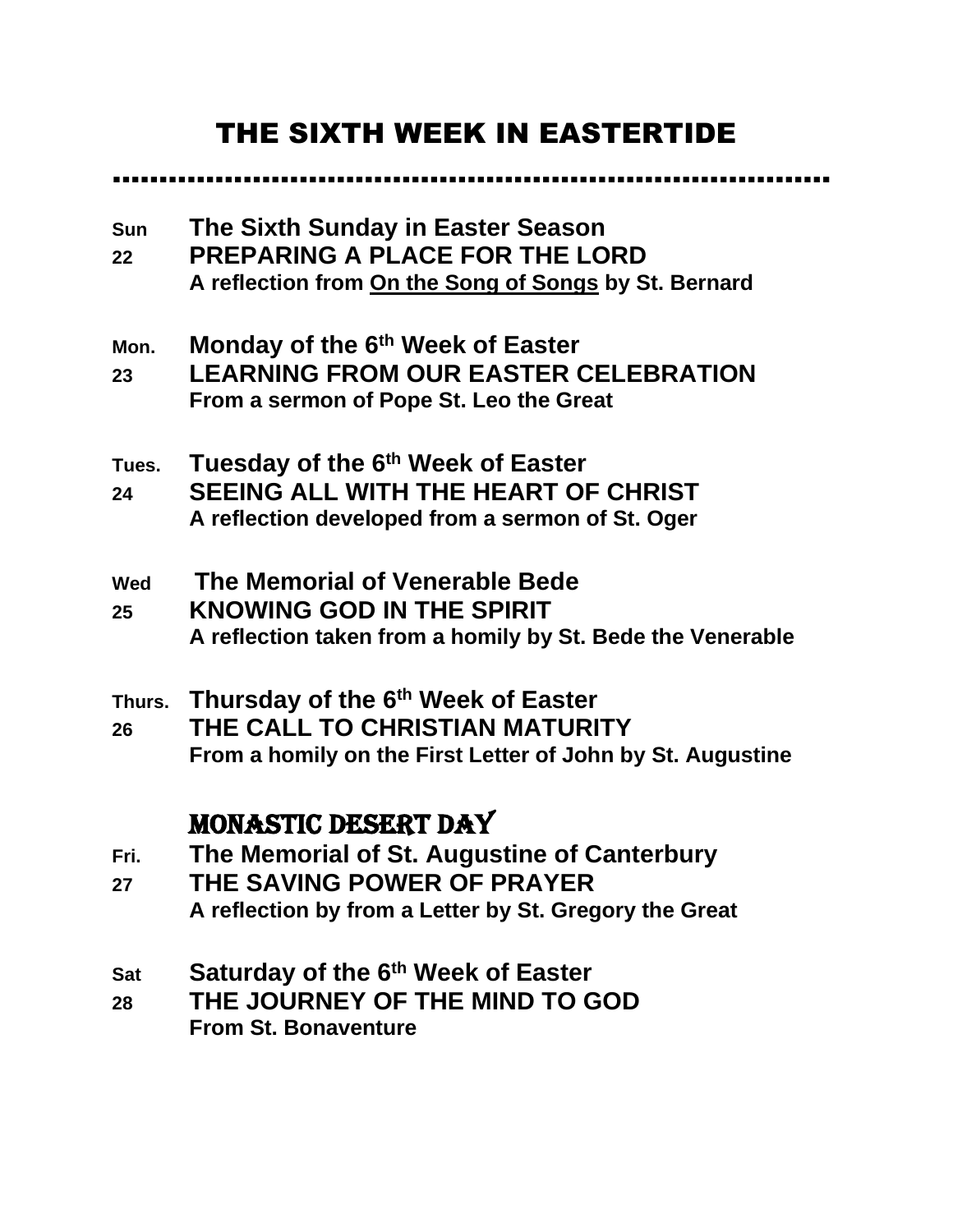# THE SIXTH WEEK IN EASTERTIDE

**Sun 22** **The Sixth Sunday in Easter Season**
**PREPARING A PLACE FOR THE LORD**
**A reflection from <u>On the Song of Songs</u> by St. Bernard**

**Mon. 23** **Monday of the 6th Week of Easter**
**LEARNING FROM OUR EASTER CELEBRATION**
**From a sermon of Pope St. Leo the Great**

**Tues. 24** **Tuesday of the 6th Week of Easter**
**SEEING ALL WITH THE HEART OF CHRIST**
**A reflection developed from a sermon of St. Oger**

**Wed 25** **The Memorial of Venerable Bede**
**KNOWING GOD IN THE SPIRIT**
**A reflection taken from a homily by St. Bede the Venerable**

**Thurs. 26** **Thursday of the 6th Week of Easter**
**THE CALL TO CHRISTIAN MATURITY**
**From a homily on the First Letter of John by St. Augustine**

**MONASTIC DESERT DAY**

**Fri. 27** **The Memorial of St. Augustine of Canterbury**
**THE SAVING POWER OF PRAYER**
**A reflection by from a Letter by St. Gregory the Great**

**Sat 28** **Saturday of the 6th Week of Easter**
**THE JOURNEY OF THE MIND TO GOD**
**From St. Bonaventure**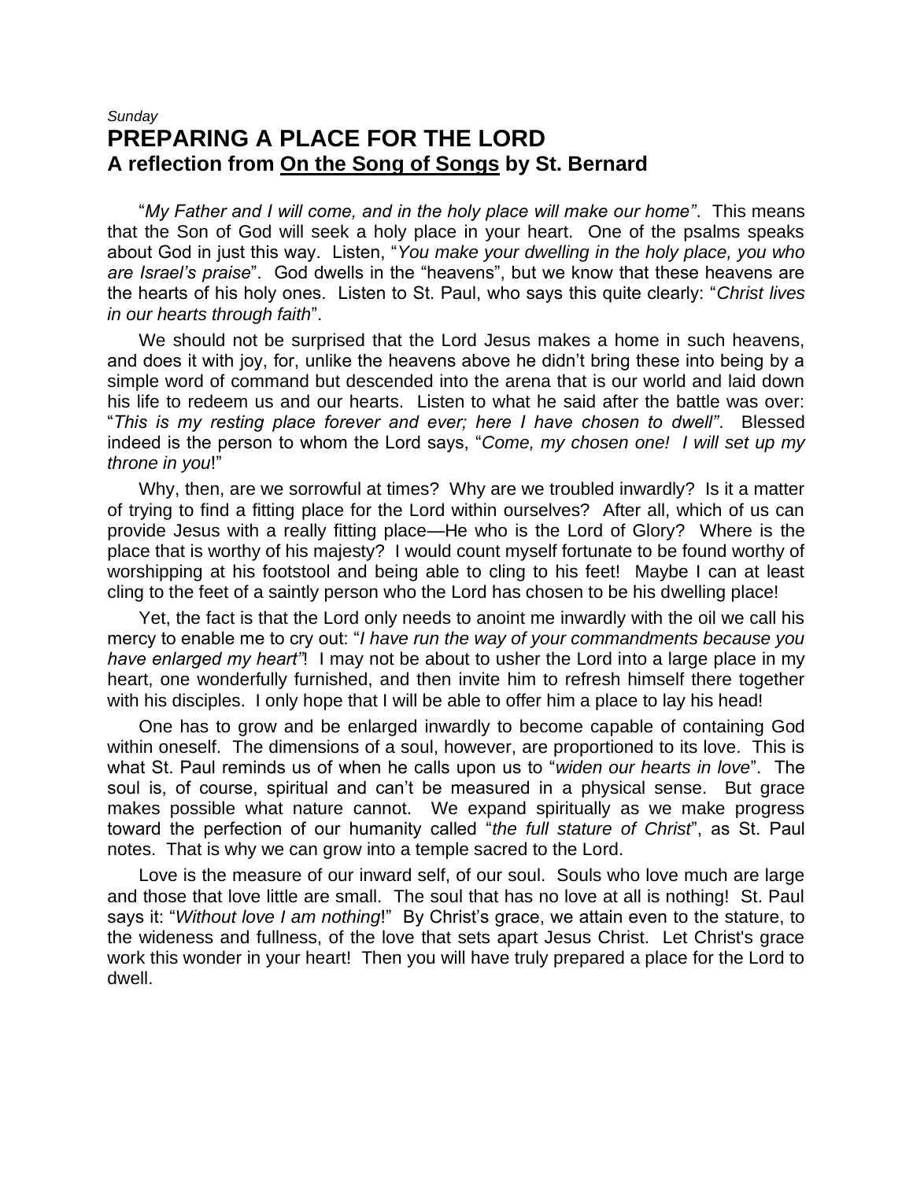*Sunday*

# PREPARING A PLACE FOR THE LORD

## A reflection from <u>On the Song of Songs</u> by St. Bernard

"*My Father and I will come, and in the holy place will make our home"*. This means that the Son of God will seek a holy place in your heart. One of the psalms speaks about God in just this way. Listen, "*You make your dwelling in the holy place, you who are Israel's praise*". God dwells in the "heavens", but we know that these heavens are the hearts of his holy ones. Listen to St. Paul, who says this quite clearly: "*Christ lives in our hearts through faith*".

We should not be surprised that the Lord Jesus makes a home in such heavens, and does it with joy, for, unlike the heavens above he didn't bring these into being by a simple word of command but descended into the arena that is our world and laid down his life to redeem us and our hearts. Listen to what he said after the battle was over: "*This is my resting place forever and ever; here I have chosen to dwell"*. Blessed indeed is the person to whom the Lord says, "*Come, my chosen one! I will set up my throne in you*!"

Why, then, are we sorrowful at times? Why are we troubled inwardly? Is it a matter of trying to find a fitting place for the Lord within ourselves? After all, which of us can provide Jesus with a really fitting place—He who is the Lord of Glory? Where is the place that is worthy of his majesty? I would count myself fortunate to be found worthy of worshipping at his footstool and being able to cling to his feet! Maybe I can at least cling to the feet of a saintly person who the Lord has chosen to be his dwelling place!

Yet, the fact is that the Lord only needs to anoint me inwardly with the oil we call his mercy to enable me to cry out: "*I have run the way of your commandments because you have enlarged my heart"*! I may not be about to usher the Lord into a large place in my heart, one wonderfully furnished, and then invite him to refresh himself there together with his disciples. I only hope that I will be able to offer him a place to lay his head!

One has to grow and be enlarged inwardly to become capable of containing God within oneself. The dimensions of a soul, however, are proportioned to its love. This is what St. Paul reminds us of when he calls upon us to "*widen our hearts in love*". The soul is, of course, spiritual and can't be measured in a physical sense. But grace makes possible what nature cannot. We expand spiritually as we make progress toward the perfection of our humanity called "*the full stature of Christ*", as St. Paul notes. That is why we can grow into a temple sacred to the Lord.

Love is the measure of our inward self, of our soul. Souls who love much are large and those that love little are small. The soul that has no love at all is nothing! St. Paul says it: "*Without love I am nothing*!" By Christ's grace, we attain even to the stature, to the wideness and fullness, of the love that sets apart Jesus Christ. Let Christ's grace work this wonder in your heart! Then you will have truly prepared a place for the Lord to dwell.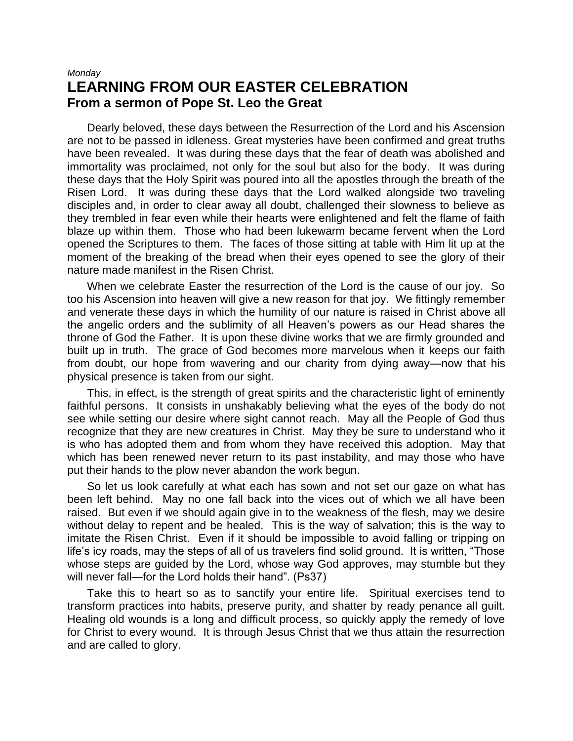*Monday*

# LEARNING FROM OUR EASTER CELEBRATION

## From a sermon of Pope St. Leo the Great

Dearly beloved, these days between the Resurrection of the Lord and his Ascension are not to be passed in idleness. Great mysteries have been confirmed and great truths have been revealed. It was during these days that the fear of death was abolished and immortality was proclaimed, not only for the soul but also for the body. It was during these days that the Holy Spirit was poured into all the apostles through the breath of the Risen Lord. It was during these days that the Lord walked alongside two traveling disciples and, in order to clear away all doubt, challenged their slowness to believe as they trembled in fear even while their hearts were enlightened and felt the flame of faith blaze up within them. Those who had been lukewarm became fervent when the Lord opened the Scriptures to them. The faces of those sitting at table with Him lit up at the moment of the breaking of the bread when their eyes opened to see the glory of their nature made manifest in the Risen Christ.

When we celebrate Easter the resurrection of the Lord is the cause of our joy. So too his Ascension into heaven will give a new reason for that joy. We fittingly remember and venerate these days in which the humility of our nature is raised in Christ above all the angelic orders and the sublimity of all Heaven's powers as our Head shares the throne of God the Father. It is upon these divine works that we are firmly grounded and built up in truth. The grace of God becomes more marvelous when it keeps our faith from doubt, our hope from wavering and our charity from dying away—now that his physical presence is taken from our sight.

This, in effect, is the strength of great spirits and the characteristic light of eminently faithful persons. It consists in unshakably believing what the eyes of the body do not see while setting our desire where sight cannot reach. May all the People of God thus recognize that they are new creatures in Christ. May they be sure to understand who it is who has adopted them and from whom they have received this adoption. May that which has been renewed never return to its past instability, and may those who have put their hands to the plow never abandon the work begun.

So let us look carefully at what each has sown and not set our gaze on what has been left behind. May no one fall back into the vices out of which we all have been raised. But even if we should again give in to the weakness of the flesh, may we desire without delay to repent and be healed. This is the way of salvation; this is the way to imitate the Risen Christ. Even if it should be impossible to avoid falling or tripping on life's icy roads, may the steps of all of us travelers find solid ground. It is written, "Those whose steps are guided by the Lord, whose way God approves, may stumble but they will never fall—for the Lord holds their hand". (Ps37)

Take this to heart so as to sanctify your entire life. Spiritual exercises tend to transform practices into habits, preserve purity, and shatter by ready penance all guilt. Healing old wounds is a long and difficult process, so quickly apply the remedy of love for Christ to every wound. It is through Jesus Christ that we thus attain the resurrection and are called to glory.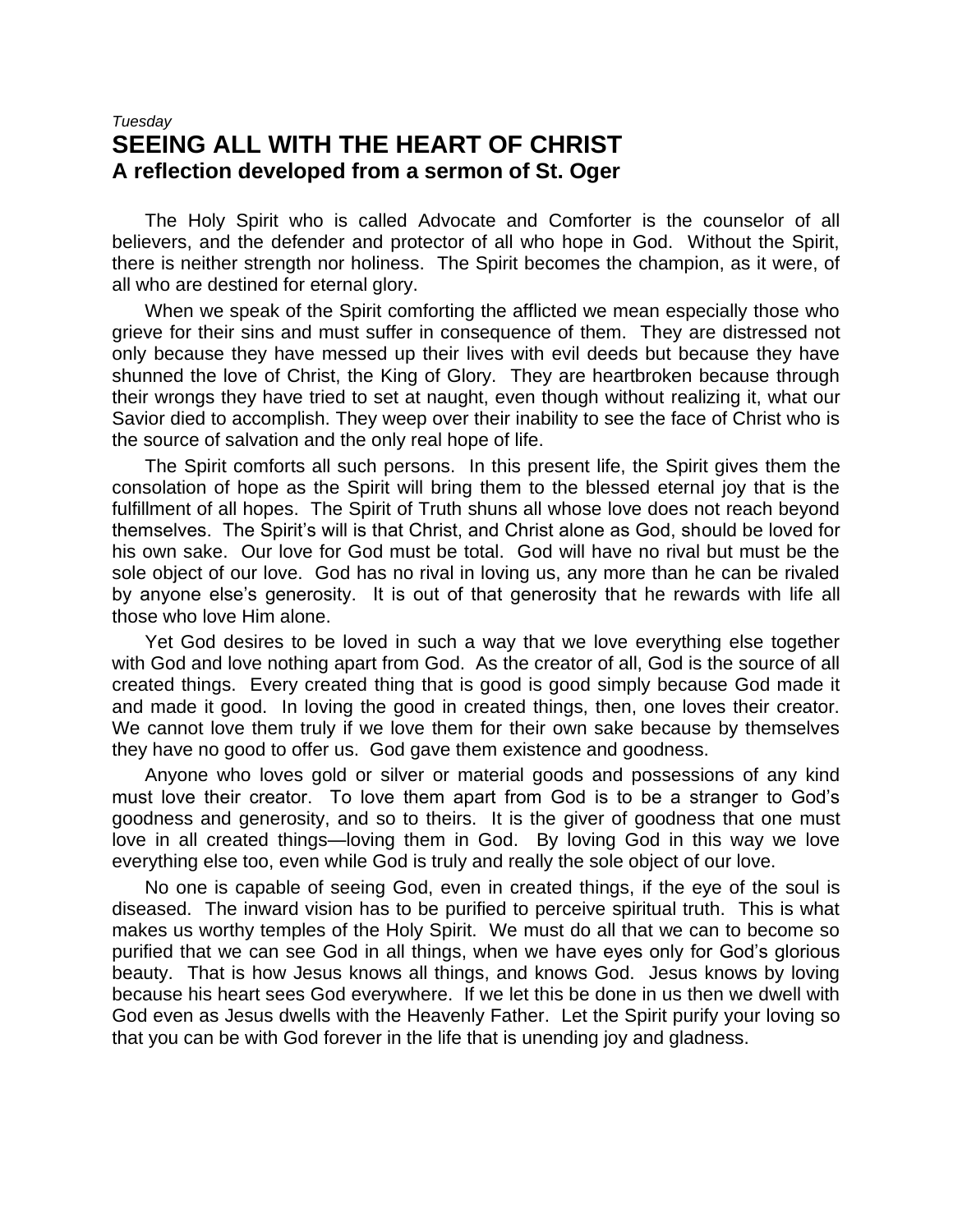*Tuesday*

# SEEING ALL WITH THE HEART OF CHRIST

## A reflection developed from a sermon of St. Oger

The Holy Spirit who is called Advocate and Comforter is the counselor of all believers, and the defender and protector of all who hope in God. Without the Spirit, there is neither strength nor holiness. The Spirit becomes the champion, as it were, of all who are destined for eternal glory.

When we speak of the Spirit comforting the afflicted we mean especially those who grieve for their sins and must suffer in consequence of them. They are distressed not only because they have messed up their lives with evil deeds but because they have shunned the love of Christ, the King of Glory. They are heartbroken because through their wrongs they have tried to set at naught, even though without realizing it, what our Savior died to accomplish. They weep over their inability to see the face of Christ who is the source of salvation and the only real hope of life.

The Spirit comforts all such persons. In this present life, the Spirit gives them the consolation of hope as the Spirit will bring them to the blessed eternal joy that is the fulfillment of all hopes. The Spirit of Truth shuns all whose love does not reach beyond themselves. The Spirit's will is that Christ, and Christ alone as God, should be loved for his own sake. Our love for God must be total. God will have no rival but must be the sole object of our love. God has no rival in loving us, any more than he can be rivaled by anyone else's generosity. It is out of that generosity that he rewards with life all those who love Him alone.

Yet God desires to be loved in such a way that we love everything else together with God and love nothing apart from God. As the creator of all, God is the source of all created things. Every created thing that is good is good simply because God made it and made it good. In loving the good in created things, then, one loves their creator. We cannot love them truly if we love them for their own sake because by themselves they have no good to offer us. God gave them existence and goodness.

Anyone who loves gold or silver or material goods and possessions of any kind must love their creator. To love them apart from God is to be a stranger to God's goodness and generosity, and so to theirs. It is the giver of goodness that one must love in all created things—loving them in God. By loving God in this way we love everything else too, even while God is truly and really the sole object of our love.

No one is capable of seeing God, even in created things, if the eye of the soul is diseased. The inward vision has to be purified to perceive spiritual truth. This is what makes us worthy temples of the Holy Spirit. We must do all that we can to become so purified that we can see God in all things, when we have eyes only for God's glorious beauty. That is how Jesus knows all things, and knows God. Jesus knows by loving because his heart sees God everywhere. If we let this be done in us then we dwell with God even as Jesus dwells with the Heavenly Father. Let the Spirit purify your loving so that you can be with God forever in the life that is unending joy and gladness.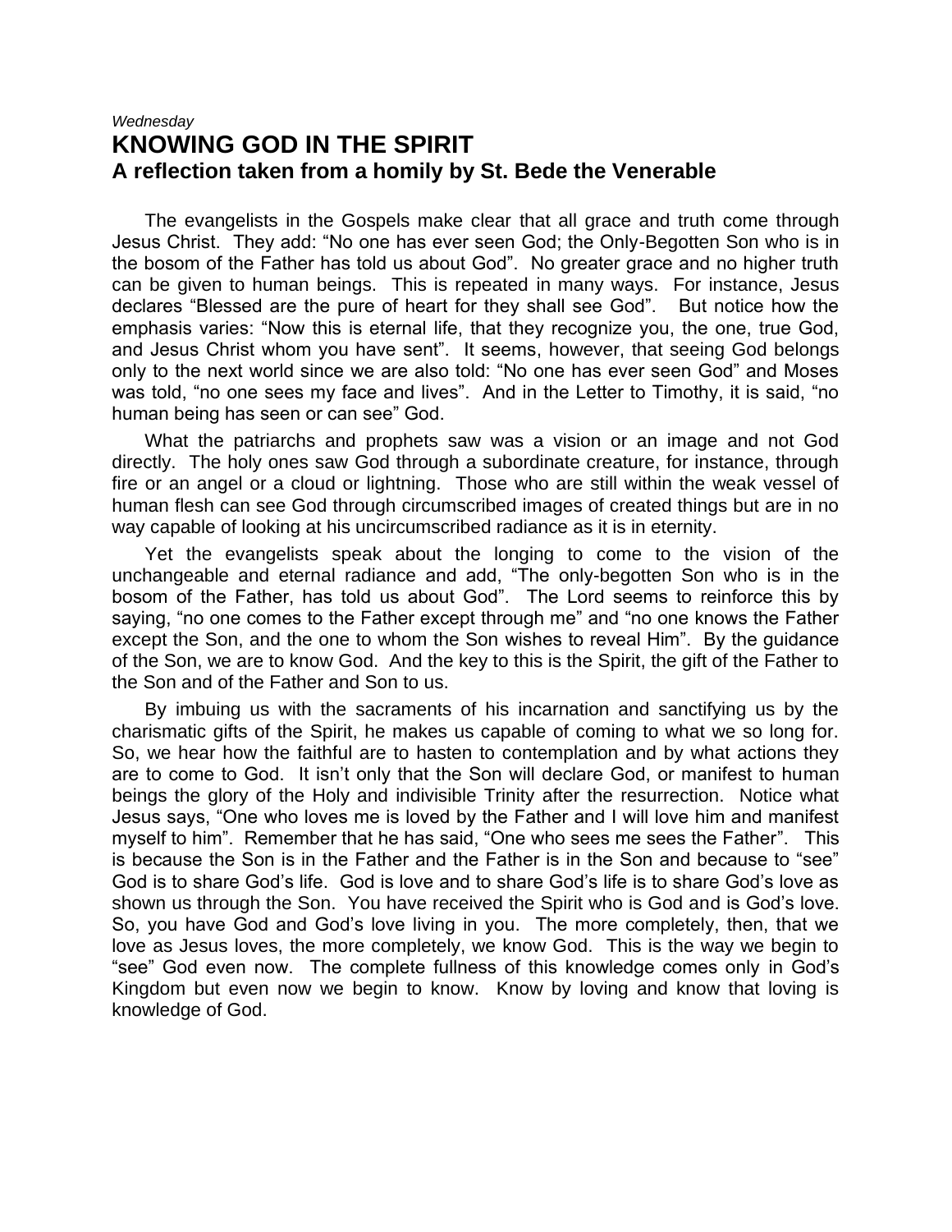*Wednesday*

# KNOWING GOD IN THE SPIRIT

## A reflection taken from a homily by St. Bede the Venerable

The evangelists in the Gospels make clear that all grace and truth come through Jesus Christ. They add: “No one has ever seen God; the Only-Begotten Son who is in the bosom of the Father has told us about God”. No greater grace and no higher truth can be given to human beings. This is repeated in many ways. For instance, Jesus declares “Blessed are the pure of heart for they shall see God”. But notice how the emphasis varies: “Now this is eternal life, that they recognize you, the one, true God, and Jesus Christ whom you have sent”. It seems, however, that seeing God belongs only to the next world since we are also told: “No one has ever seen God” and Moses was told, “no one sees my face and lives”. And in the Letter to Timothy, it is said, “no human being has seen or can see” God.

What the patriarchs and prophets saw was a vision or an image and not God directly. The holy ones saw God through a subordinate creature, for instance, through fire or an angel or a cloud or lightning. Those who are still within the weak vessel of human flesh can see God through circumscribed images of created things but are in no way capable of looking at his uncircumscribed radiance as it is in eternity.

Yet the evangelists speak about the longing to come to the vision of the unchangeable and eternal radiance and add, “The only-begotten Son who is in the bosom of the Father, has told us about God”. The Lord seems to reinforce this by saying, “no one comes to the Father except through me” and “no one knows the Father except the Son, and the one to whom the Son wishes to reveal Him”. By the guidance of the Son, we are to know God. And the key to this is the Spirit, the gift of the Father to the Son and of the Father and Son to us.

By imbuing us with the sacraments of his incarnation and sanctifying us by the charismatic gifts of the Spirit, he makes us capable of coming to what we so long for. So, we hear how the faithful are to hasten to contemplation and by what actions they are to come to God. It isn’t only that the Son will declare God, or manifest to human beings the glory of the Holy and indivisible Trinity after the resurrection. Notice what Jesus says, “One who loves me is loved by the Father and I will love him and manifest myself to him”. Remember that he has said, “One who sees me sees the Father”. This is because the Son is in the Father and the Father is in the Son and because to “see” God is to share God’s life. God is love and to share God’s life is to share God’s love as shown us through the Son. You have received the Spirit who is God and is God’s love. So, you have God and God’s love living in you. The more completely, then, that we love as Jesus loves, the more completely, we know God. This is the way we begin to “see” God even now. The complete fullness of this knowledge comes only in God’s Kingdom but even now we begin to know. Know by loving and know that loving is knowledge of God.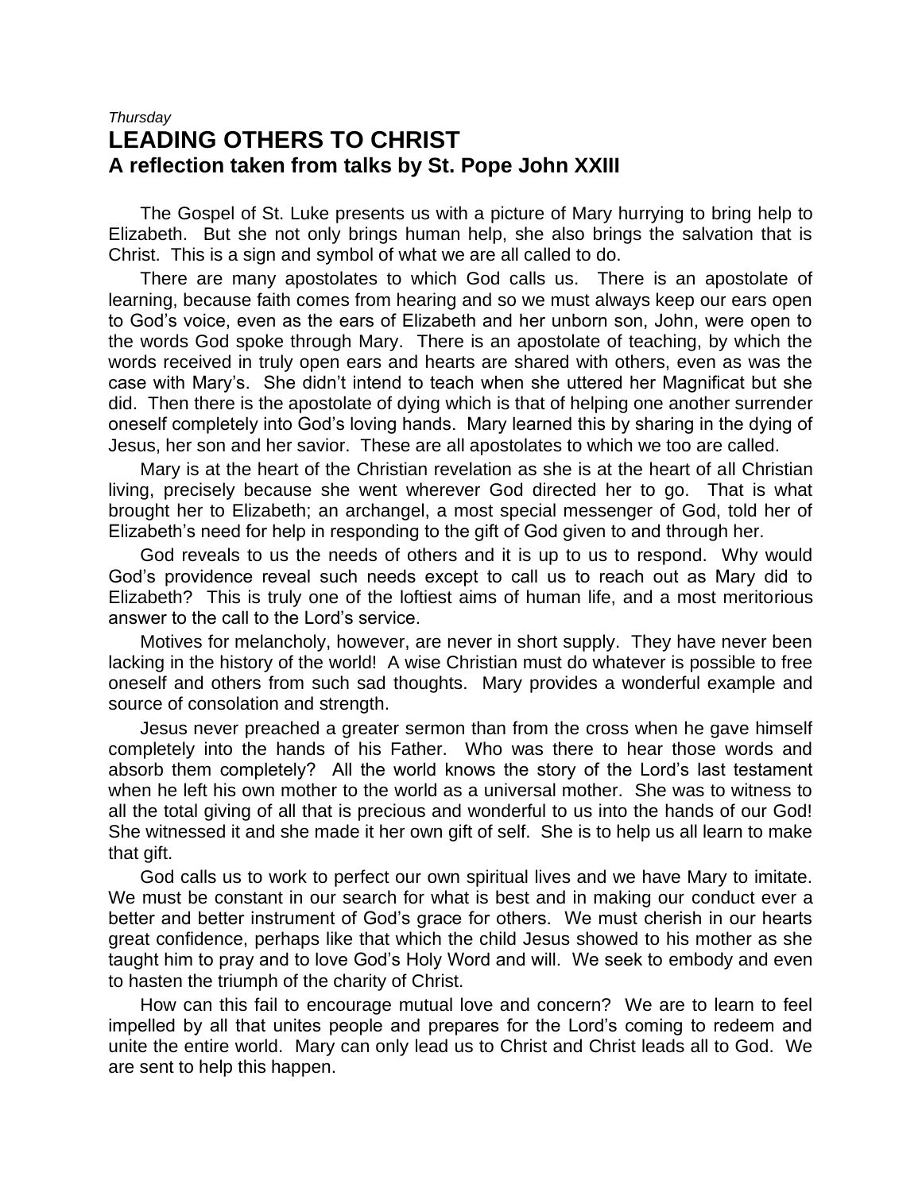*Thursday*

# LEADING OTHERS TO CHRIST

## A reflection taken from talks by St. Pope John XXIII

The Gospel of St. Luke presents us with a picture of Mary hurrying to bring help to Elizabeth. But she not only brings human help, she also brings the salvation that is Christ. This is a sign and symbol of what we are all called to do.

There are many apostolates to which God calls us. There is an apostolate of learning, because faith comes from hearing and so we must always keep our ears open to God's voice, even as the ears of Elizabeth and her unborn son, John, were open to the words God spoke through Mary. There is an apostolate of teaching, by which the words received in truly open ears and hearts are shared with others, even as was the case with Mary's. She didn't intend to teach when she uttered her Magnificat but she did. Then there is the apostolate of dying which is that of helping one another surrender oneself completely into God's loving hands. Mary learned this by sharing in the dying of Jesus, her son and her savior. These are all apostolates to which we too are called.

Mary is at the heart of the Christian revelation as she is at the heart of all Christian living, precisely because she went wherever God directed her to go. That is what brought her to Elizabeth; an archangel, a most special messenger of God, told her of Elizabeth's need for help in responding to the gift of God given to and through her.

God reveals to us the needs of others and it is up to us to respond. Why would God's providence reveal such needs except to call us to reach out as Mary did to Elizabeth? This is truly one of the loftiest aims of human life, and a most meritorious answer to the call to the Lord's service.

Motives for melancholy, however, are never in short supply. They have never been lacking in the history of the world! A wise Christian must do whatever is possible to free oneself and others from such sad thoughts. Mary provides a wonderful example and source of consolation and strength.

Jesus never preached a greater sermon than from the cross when he gave himself completely into the hands of his Father. Who was there to hear those words and absorb them completely? All the world knows the story of the Lord's last testament when he left his own mother to the world as a universal mother. She was to witness to all the total giving of all that is precious and wonderful to us into the hands of our God! She witnessed it and she made it her own gift of self. She is to help us all learn to make that gift.

God calls us to work to perfect our own spiritual lives and we have Mary to imitate. We must be constant in our search for what is best and in making our conduct ever a better and better instrument of God's grace for others. We must cherish in our hearts great confidence, perhaps like that which the child Jesus showed to his mother as she taught him to pray and to love God's Holy Word and will. We seek to embody and even to hasten the triumph of the charity of Christ.

How can this fail to encourage mutual love and concern? We are to learn to feel impelled by all that unites people and prepares for the Lord's coming to redeem and unite the entire world. Mary can only lead us to Christ and Christ leads all to God. We are sent to help this happen.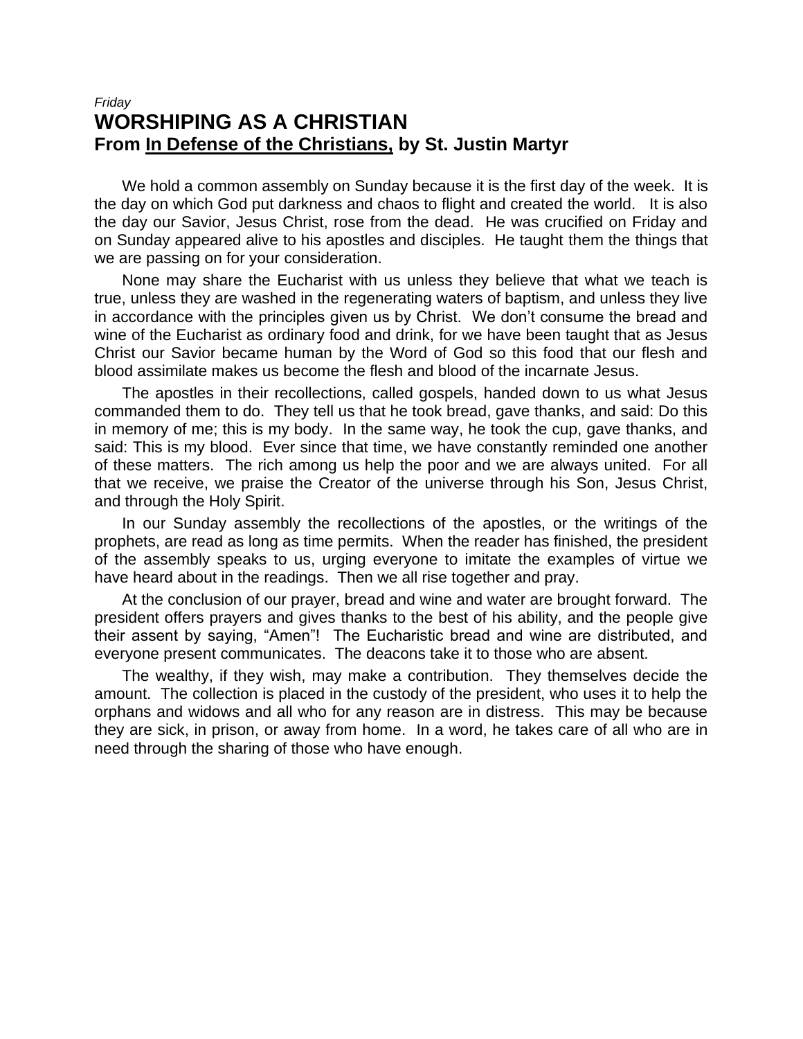*Friday*

# WORSHIPING AS A CHRISTIAN

## From In Defense of the Christians, by St. Justin Martyr

We hold a common assembly on Sunday because it is the first day of the week. It is the day on which God put darkness and chaos to flight and created the world. It is also the day our Savior, Jesus Christ, rose from the dead. He was crucified on Friday and on Sunday appeared alive to his apostles and disciples. He taught them the things that we are passing on for your consideration.

None may share the Eucharist with us unless they believe that what we teach is true, unless they are washed in the regenerating waters of baptism, and unless they live in accordance with the principles given us by Christ. We don't consume the bread and wine of the Eucharist as ordinary food and drink, for we have been taught that as Jesus Christ our Savior became human by the Word of God so this food that our flesh and blood assimilate makes us become the flesh and blood of the incarnate Jesus.

The apostles in their recollections, called gospels, handed down to us what Jesus commanded them to do. They tell us that he took bread, gave thanks, and said: Do this in memory of me; this is my body. In the same way, he took the cup, gave thanks, and said: This is my blood. Ever since that time, we have constantly reminded one another of these matters. The rich among us help the poor and we are always united. For all that we receive, we praise the Creator of the universe through his Son, Jesus Christ, and through the Holy Spirit.

In our Sunday assembly the recollections of the apostles, or the writings of the prophets, are read as long as time permits. When the reader has finished, the president of the assembly speaks to us, urging everyone to imitate the examples of virtue we have heard about in the readings. Then we all rise together and pray.

At the conclusion of our prayer, bread and wine and water are brought forward. The president offers prayers and gives thanks to the best of his ability, and the people give their assent by saying, "Amen"! The Eucharistic bread and wine are distributed, and everyone present communicates. The deacons take it to those who are absent.

The wealthy, if they wish, may make a contribution. They themselves decide the amount. The collection is placed in the custody of the president, who uses it to help the orphans and widows and all who for any reason are in distress. This may be because they are sick, in prison, or away from home. In a word, he takes care of all who are in need through the sharing of those who have enough.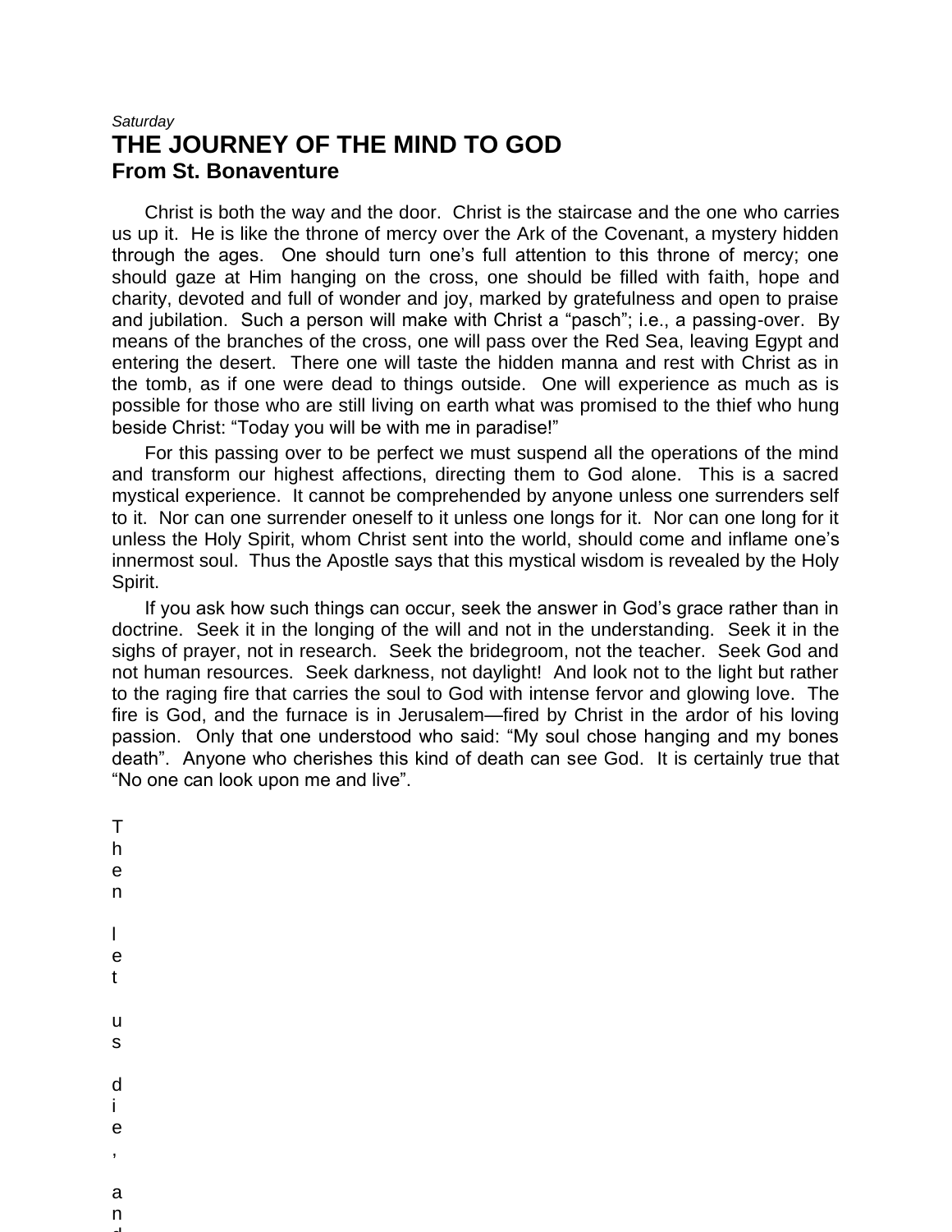*Saturday*

# THE JOURNEY OF THE MIND TO GOD

### From St. Bonaventure

Christ is both the way and the door. Christ is the staircase and the one who carries us up it. He is like the throne of mercy over the Ark of the Covenant, a mystery hidden through the ages. One should turn one's full attention to this throne of mercy; one should gaze at Him hanging on the cross, one should be filled with faith, hope and charity, devoted and full of wonder and joy, marked by gratefulness and open to praise and jubilation. Such a person will make with Christ a "pasch"; i.e., a passing-over. By means of the branches of the cross, one will pass over the Red Sea, leaving Egypt and entering the desert. There one will taste the hidden manna and rest with Christ as in the tomb, as if one were dead to things outside. One will experience as much as is possible for those who are still living on earth what was promised to the thief who hung beside Christ: "Today you will be with me in paradise!"

For this passing over to be perfect we must suspend all the operations of the mind and transform our highest affections, directing them to God alone. This is a sacred mystical experience. It cannot be comprehended by anyone unless one surrenders self to it. Nor can one surrender oneself to it unless one longs for it. Nor can one long for it unless the Holy Spirit, whom Christ sent into the world, should come and inflame one's innermost soul. Thus the Apostle says that this mystical wisdom is revealed by the Holy Spirit.

If you ask how such things can occur, seek the answer in God's grace rather than in doctrine. Seek it in the longing of the will and not in the understanding. Seek it in the sighs of prayer, not in research. Seek the bridegroom, not the teacher. Seek God and not human resources. Seek darkness, not daylight! And look not to the light but rather to the raging fire that carries the soul to God with intense fervor and glowing love. The fire is God, and the furnace is in Jerusalem—fired by Christ in the ardor of his loving passion. Only that one understood who said: "My soul chose hanging and my bones death". Anyone who cherishes this kind of death can see God. It is certainly true that "No one can look upon me and live".

Then let us die, and